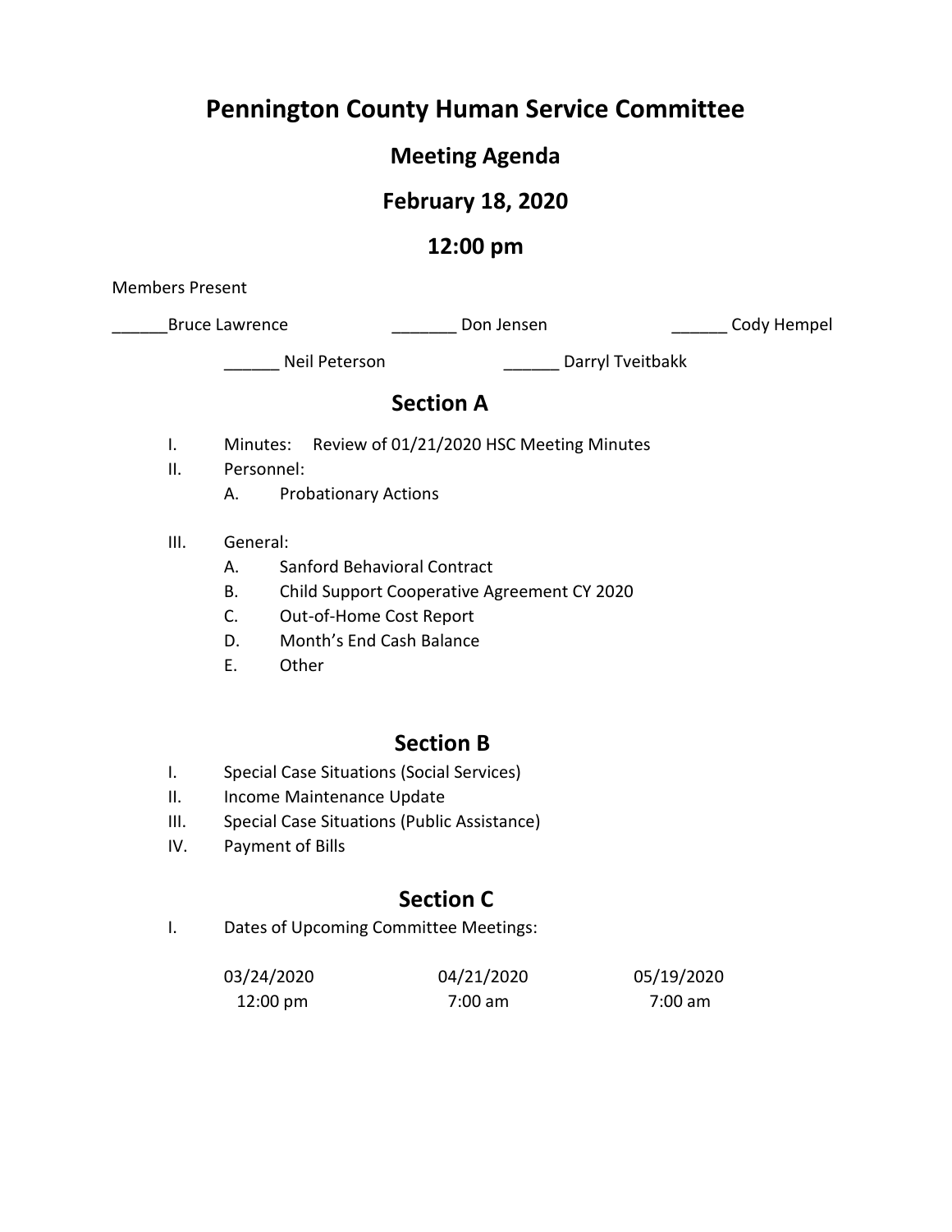# Pennington County Human Service Committee

## Meeting Agenda

## February 18, 2020

## 12:00 pm

Members Present

______Bruce Lawrence _______ Don Jensen ______ Cody Hempel

______ Neil Peterson ______ Darryl Tveitbakk

## Section A

I. Minutes: Review of 01/21/2020 HSC Meeting Minutes

II. Personnel:
   A. Probationary Actions

III. General:
   A. Sanford Behavioral Contract
   B. Child Support Cooperative Agreement CY 2020
   C. Out-of-Home Cost Report
   D. Month's End Cash Balance
   E. Other

## Section B

I. Special Case Situations (Social Services)

II. Income Maintenance Update

III. Special Case Situations (Public Assistance)

IV. Payment of Bills

## Section C

I. Dates of Upcoming Committee Meetings:

| 03/24/2020 | 04/21/2020 | 05/19/2020 |
|---|---|---|
| 12:00 pm | 7:00 am | 7:00 am |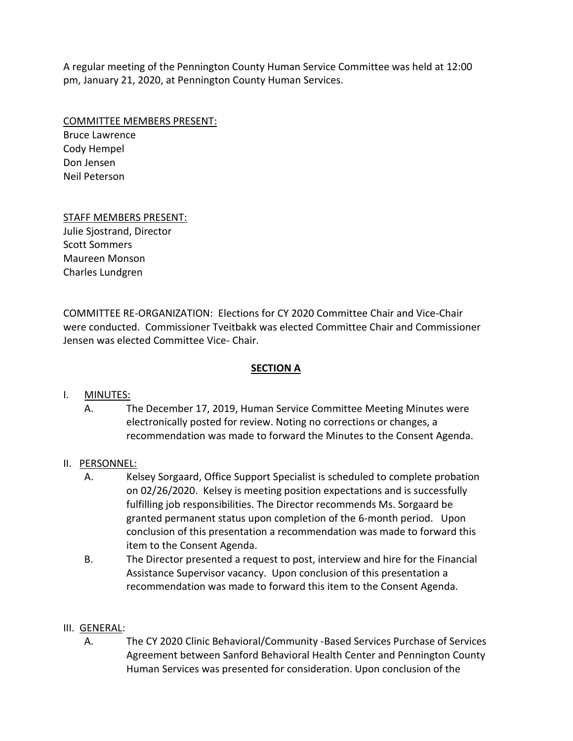A regular meeting of the Pennington County Human Service Committee was held at 12:00 pm, January 21, 2020, at Pennington County Human Services.

COMMITTEE MEMBERS PRESENT:
Bruce Lawrence
Cody Hempel
Don Jensen
Neil Peterson

STAFF MEMBERS PRESENT:
Julie Sjostrand, Director
Scott Sommers
Maureen Monson
Charles Lundgren

COMMITTEE RE-ORGANIZATION: Elections for CY 2020 Committee Chair and Vice-Chair were conducted. Commissioner Tveitbakk was elected Committee Chair and Commissioner Jensen was elected Committee Vice- Chair.

## SECTION A

I. MINUTES:

A. The December 17, 2019, Human Service Committee Meeting Minutes were electronically posted for review. Noting no corrections or changes, a recommendation was made to forward the Minutes to the Consent Agenda.

II. PERSONNEL:

A. Kelsey Sorgaard, Office Support Specialist is scheduled to complete probation on 02/26/2020. Kelsey is meeting position expectations and is successfully fulfilling job responsibilities. The Director recommends Ms. Sorgaard be granted permanent status upon completion of the 6-month period. Upon conclusion of this presentation a recommendation was made to forward this item to the Consent Agenda.

B. The Director presented a request to post, interview and hire for the Financial Assistance Supervisor vacancy. Upon conclusion of this presentation a recommendation was made to forward this item to the Consent Agenda.

III. GENERAL:

A. The CY 2020 Clinic Behavioral/Community -Based Services Purchase of Services Agreement between Sanford Behavioral Health Center and Pennington County Human Services was presented for consideration. Upon conclusion of the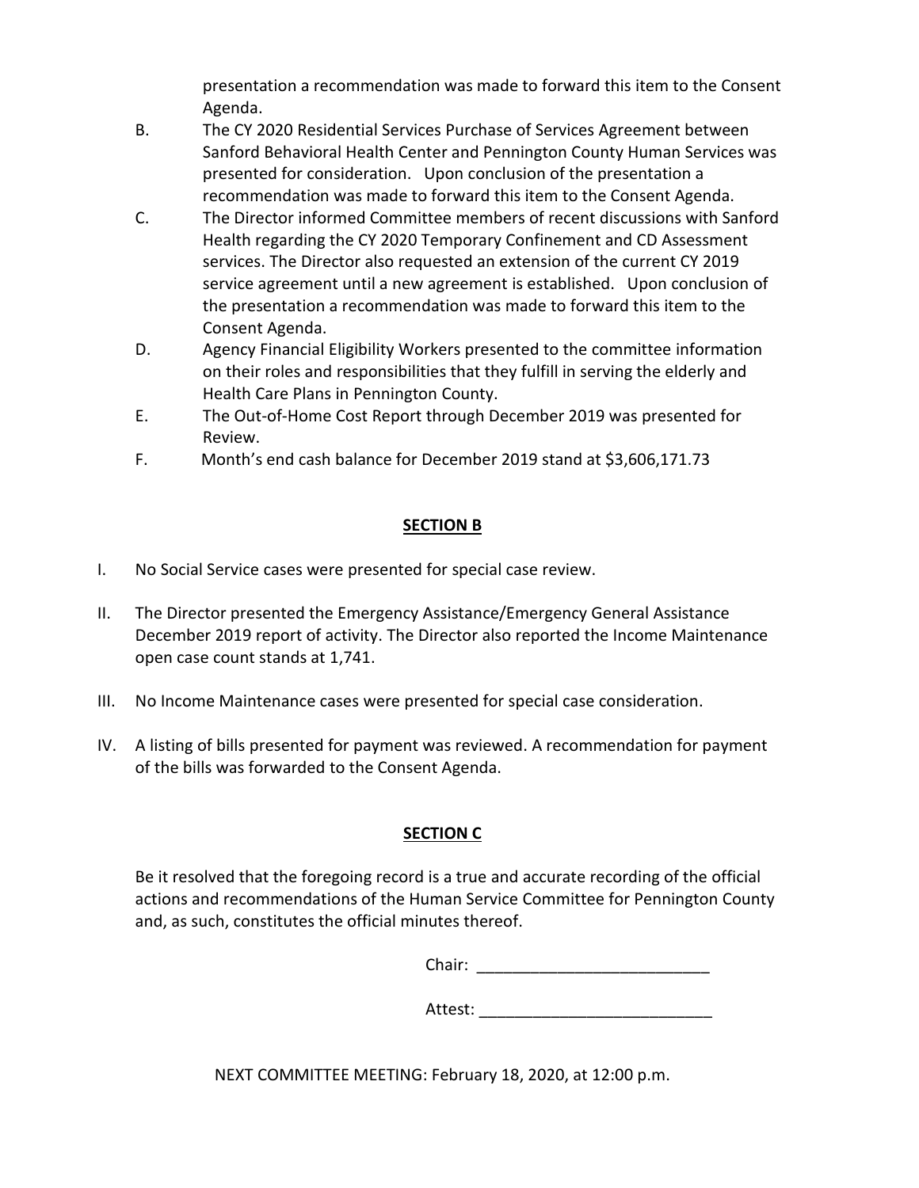presentation a recommendation was made to forward this item to the Consent Agenda.

B. The CY 2020 Residential Services Purchase of Services Agreement between Sanford Behavioral Health Center and Pennington County Human Services was presented for consideration. Upon conclusion of the presentation a recommendation was made to forward this item to the Consent Agenda.

C. The Director informed Committee members of recent discussions with Sanford Health regarding the CY 2020 Temporary Confinement and CD Assessment services. The Director also requested an extension of the current CY 2019 service agreement until a new agreement is established. Upon conclusion of the presentation a recommendation was made to forward this item to the Consent Agenda.

D. Agency Financial Eligibility Workers presented to the committee information on their roles and responsibilities that they fulfill in serving the elderly and Health Care Plans in Pennington County.

E. The Out-of-Home Cost Report through December 2019 was presented for Review.

F. Month's end cash balance for December 2019 stand at $3,606,171.73

## SECTION B

I. No Social Service cases were presented for special case review.

II. The Director presented the Emergency Assistance/Emergency General Assistance December 2019 report of activity. The Director also reported the Income Maintenance open case count stands at 1,741.

III. No Income Maintenance cases were presented for special case consideration.

IV. A listing of bills presented for payment was reviewed. A recommendation for payment of the bills was forwarded to the Consent Agenda.

## SECTION C

Be it resolved that the foregoing record is a true and accurate recording of the official actions and recommendations of the Human Service Committee for Pennington County and, as such, constitutes the official minutes thereof.

Chair: __________________________

Attest: __________________________

NEXT COMMITTEE MEETING: February 18, 2020, at 12:00 p.m.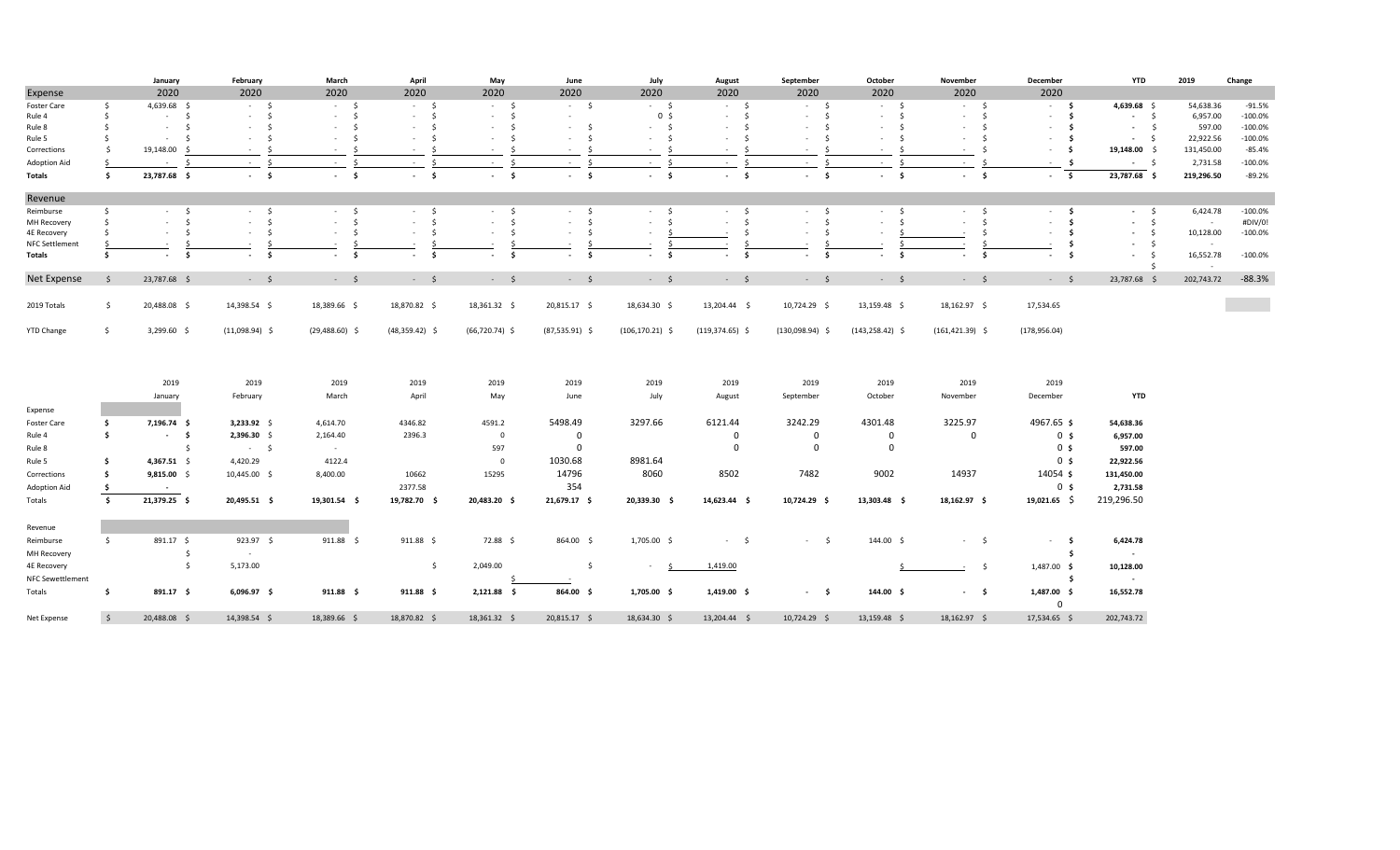| | January | February | March | April | May | June | July | August | September | October | November | December | YTD | 2019 | Change |
|---|---|---|---|---|---|---|---|---|---|---|---|---|---|---|---|
| Expense | 2020 | 2020 | 2020 | 2020 | 2020 | 2020 | 2020 | 2020 | 2020 | 2020 | 2020 | 2020 | | | |
| Foster Care | $ 4,639.68 | $ - | $ - | $ - | $ - | $ - | $ - | $ - | $ - | $ - | $ - | $ - | **$ 4,639.68** | $ 54,638.36 | -91.5% |
| Rule 4 | $ - | $ - | $ - | $ - | $ - | | 0 | $ - | $ - | $ - | $ - | $ - | **$ -** | $ 6,957.00 | -100.0% |
| Rule 8 | $ - | $ - | $ - | $ - | $ - | $ - | $ - | $ - | $ - | $ - | $ - | $ - | **$ -** | $ 597.00 | -100.0% |
| Rule 5 | $ - | $ - | $ - | $ - | $ - | $ - | $ - | $ - | $ - | $ - | $ - | $ - | **$ -** | $ 22,922.56 | -100.0% |
| Corrections | $ 19,148.00 | $ - | $ - | $ - | $ - | $ - | $ - | $ - | $ - | $ - | $ - | $ - | **$ 19,148.00** | $ 131,450.00 | -85.4% |
| Adoption Aid | $ - | $ - | $ - | $ - | $ - | $ - | $ - | $ - | $ - | $ - | $ - | $ - | **$ -** | $ 2,731.58 | -100.0% |
| **Totals** | **$ 23,787.68** | **$ -** | **$ -** | **$ -** | **$ -** | **$ -** | **$ -** | **$ -** | **$ -** | **$ -** | **$ -** | **$ -** | **$ 23,787.68** | $ 219,296.50 | -89.2% |
| Revenue | | | | | | | | | | | | | | | |
| Reimburse | $ - | $ - | $ - | $ - | $ - | $ - | $ - | $ - | $ - | $ - | $ - | $ - | **$ -** | $ 6,424.78 | -100.0% |
| MH Recovery | $ - | $ - | $ - | $ - | $ - | $ - | $ - | $ - | $ - | $ - | $ - | $ - | **$ -** | $ - | #DIV/0! |
| 4E Recovery | $ - | $ - | $ - | $ - | $ - | $ - | $ - | $ - | $ - | $ - | $ - | $ - | **$ -** | $ 10,128.00 | -100.0% |
| NFC Settlement | $ - | $ - | $ - | $ - | $ - | $ - | $ - | $ - | $ - | $ - | $ - | $ - | **$ -** | $ - | |
| **Totals** | **$ -** | **$ -** | **$ -** | **$ -** | **$ -** | **$ -** | **$ -** | **$ -** | **$ -** | **$ -** | **$ -** | **$ -** | **$ -** | $ 16,552.78 | -100.0% |
| | | | | | | | | | | | | | | $ - | |
| Net Expense | $ 23,787.68 | $ - | $ - | $ - | $ - | $ - | $ - | $ - | $ - | $ - | $ - | $ - | $ 23,787.68 | $ 202,743.72 | -88.3% |
| 2019 Totals | $ 20,488.08 | $ 14,398.54 | $ 18,389.66 | $ 18,870.82 | $ 18,361.32 | $ 20,815.17 | $ 18,634.30 | $ 13,204.44 | $ 10,724.29 | $ 13,159.48 | $ 18,162.97 | $ 17,534.65 | | | |
| YTD Change | $ 3,299.60 | $ (11,098.94) | $ (29,488.60) | $ (48,359.42) | $ (66,720.74) | $ (87,535.91) | $ (106,170.21) | $ (119,374.65) | $ (130,098.94) | $ (143,258.42) | $ (161,421.39) | $ (178,956.04) | | | |

| | 2019 | 2019 | 2019 | 2019 | 2019 | 2019 | 2019 | 2019 | 2019 | 2019 | 2019 | 2019 | |
|---|---|---|---|---|---|---|---|---|---|---|---|---|---|
| | January | February | March | April | May | June | July | August | September | October | November | December | YTD |
| Expense | | | | | | | | | | | | | |
| Foster Care | **$ 7,196.74** | **$ 3,233.92** | $ 4,614.70 | 4346.82 | 4591.2 | 5498.49 | 3297.66 | 6121.44 | 3242.29 | 4301.48 | 3225.97 | 4967.65 | **$ 54,638.36** |
| Rule 4 | **$ -** | **$ 2,396.30** | $ 2,164.40 | 2396.3 | 0 | 0 | | 0 | 0 | 0 | 0 | 0 | **$ 6,957.00** |
| Rule 8 | | **$ -** | $ - | | 597 | 0 | | 0 | 0 | 0 | | 0 | **$ 597.00** |
| Rule 5 | **$ 4,367.51** | $ 4,420.29 | | 4122.4 | 0 | 1030.68 | 8981.64 | | | | | 0 | **$ 22,922.56** |
| Corrections | **$ 9,815.00** | $ 10,445.00 | $ 8,400.00 | 10662 | 15295 | 14796 | 8060 | 8502 | 7482 | 9002 | 14937 | 14054 | **$ 131,450.00** |
| Adoption Aid | **$ -** | | | 2377.58 | | 354 | | | | | | 0 | **$ 2,731.58** |
| Totals | **$ 21,379.25** | **$ 20,495.51** | **$ 19,301.54** | **$ 19,782.70** | **$ 20,483.20** | **$ 21,679.17** | **$ 20,339.30** | **$ 14,623.44** | **$ 10,724.29** | **$ 13,303.48** | **$ 18,162.97** | **$ 19,021.65** | $ 219,296.50 |
| Revenue | | | | | | | | | | | | | |
| Reimburse | $ 891.17 | $ 923.97 | $ 911.88 | $ 911.88 | $ 72.88 | $ 864.00 | $ 1,705.00 | $ - | $ - | $ 144.00 | $ - | $ - | **$ 6,424.78** |
| MH Recovery | | $ - | | | | | | | | | | | **$ -** |
| 4E Recovery | | $ 5,173.00 | | | $ 2,049.00 | | $ - | $ 1,419.00 | | $ - | | $ 1,487.00 | **$ 10,128.00** |
| NFC Sewettlement | | | | | | $ - | | | | | | | **$ -** |
| Totals | **$ 891.17** | **$ 6,096.97** | **$ 911.88** | **$ 911.88** | **$ 2,121.88** | **$ 864.00** | **$ 1,705.00** | **$ 1,419.00** | **$ -** | **$ 144.00** | **$ -** | **$ 1,487.00** | **$ 16,552.78** |
| | | | | | | | | | | | | 0 | |
| Net Expense | $ 20,488.08 | $ 14,398.54 | $ 18,389.66 | $ 18,870.82 | $ 18,361.32 | $ 20,815.17 | $ 18,634.30 | $ 13,204.44 | $ 10,724.29 | $ 13,159.48 | $ 18,162.97 | $ 17,534.65 | $ 202,743.72 |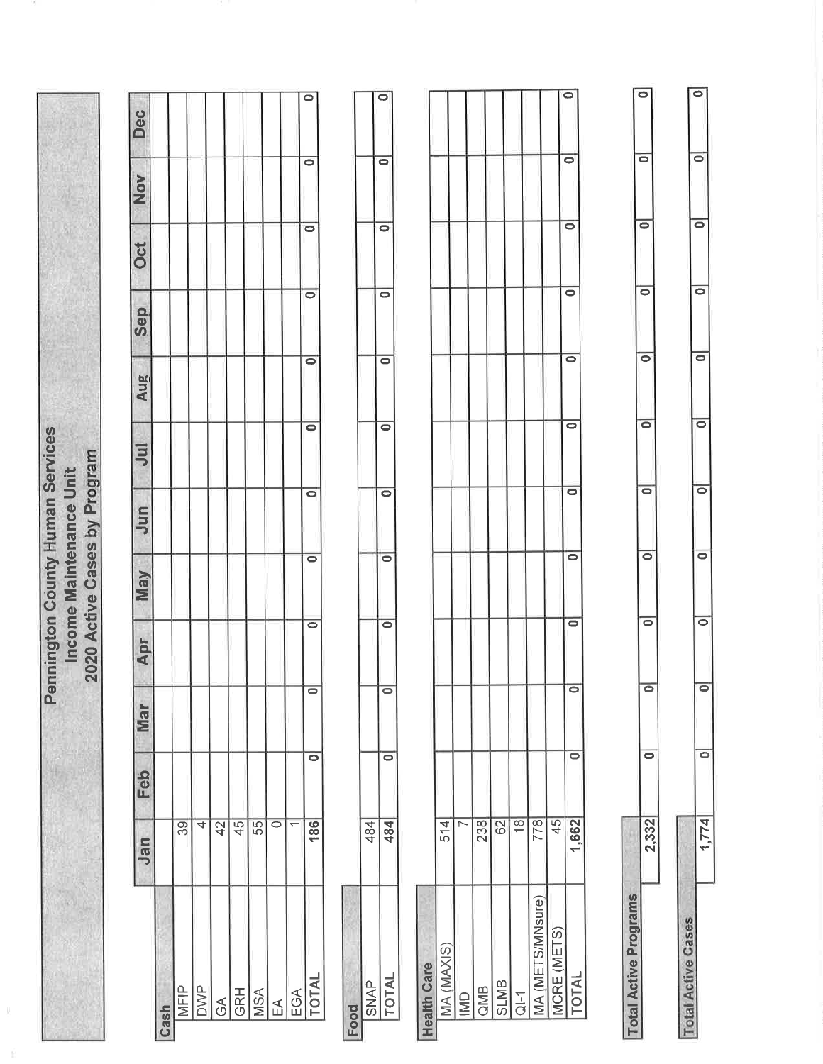# Pennington County Human Services
## Income Maintenance Unit
### 2020 Active Cases by Program

| Cash | Jan | Feb | Mar | Apr | May | Jun | Jul | Aug | Sep | Oct | Nov | Dec |
|---|---|---|---|---|---|---|---|---|---|---|---|---|
| MFIP | 39 | | | | | | | | | | | |
| DWP | 4 | | | | | | | | | | | |
| GA | 42 | | | | | | | | | | | |
| GRH | 45 | | | | | | | | | | | |
| MSA | 55 | | | | | | | | | | | |
| EA | 0 | | | | | | | | | | | |
| EGA | 1 | | | | | | | | | | | |
| **TOTAL** | **186** | **0** | **0** | **0** | **0** | **0** | **0** | **0** | **0** | **0** | **0** | **0** |

| Food | Jan | Feb | Mar | Apr | May | Jun | Jul | Aug | Sep | Oct | Nov | Dec |
|---|---|---|---|---|---|---|---|---|---|---|---|---|
| SNAP | 484 | | | | | | | | | | | |
| **TOTAL** | **484** | **0** | **0** | **0** | **0** | **0** | **0** | **0** | **0** | **0** | **0** | **0** |

| Health Care | Jan | Feb | Mar | Apr | May | Jun | Jul | Aug | Sep | Oct | Nov | Dec |
|---|---|---|---|---|---|---|---|---|---|---|---|---|
| MA (MAXIS) | 514 | | | | | | | | | | | |
| IMD | 7 | | | | | | | | | | | |
| QMB | 238 | | | | | | | | | | | |
| SLMB | 62 | | | | | | | | | | | |
| QI-1 | 18 | | | | | | | | | | | |
| MA (METS/MNSure) | 778 | | | | | | | | | | | |
| MCRE (METS) | 45 | | | | | | | | | | | |
| **TOTAL** | **1,662** | **0** | **0** | **0** | **0** | **0** | **0** | **0** | **0** | **0** | **0** | **0** |

| | Jan | Feb | Mar | Apr | May | Jun | Jul | Aug | Sep | Oct | Nov | Dec |
|---|---|---|---|---|---|---|---|---|---|---|---|---|
| **Total Active Programs** | **2,332** | **0** | **0** | **0** | **0** | **0** | **0** | **0** | **0** | **0** | **0** | **0** |
| **Total Active Cases** | **1,774** | **0** | **0** | **0** | **0** | **0** | **0** | **0** | **0** | **0** | **0** | **0** |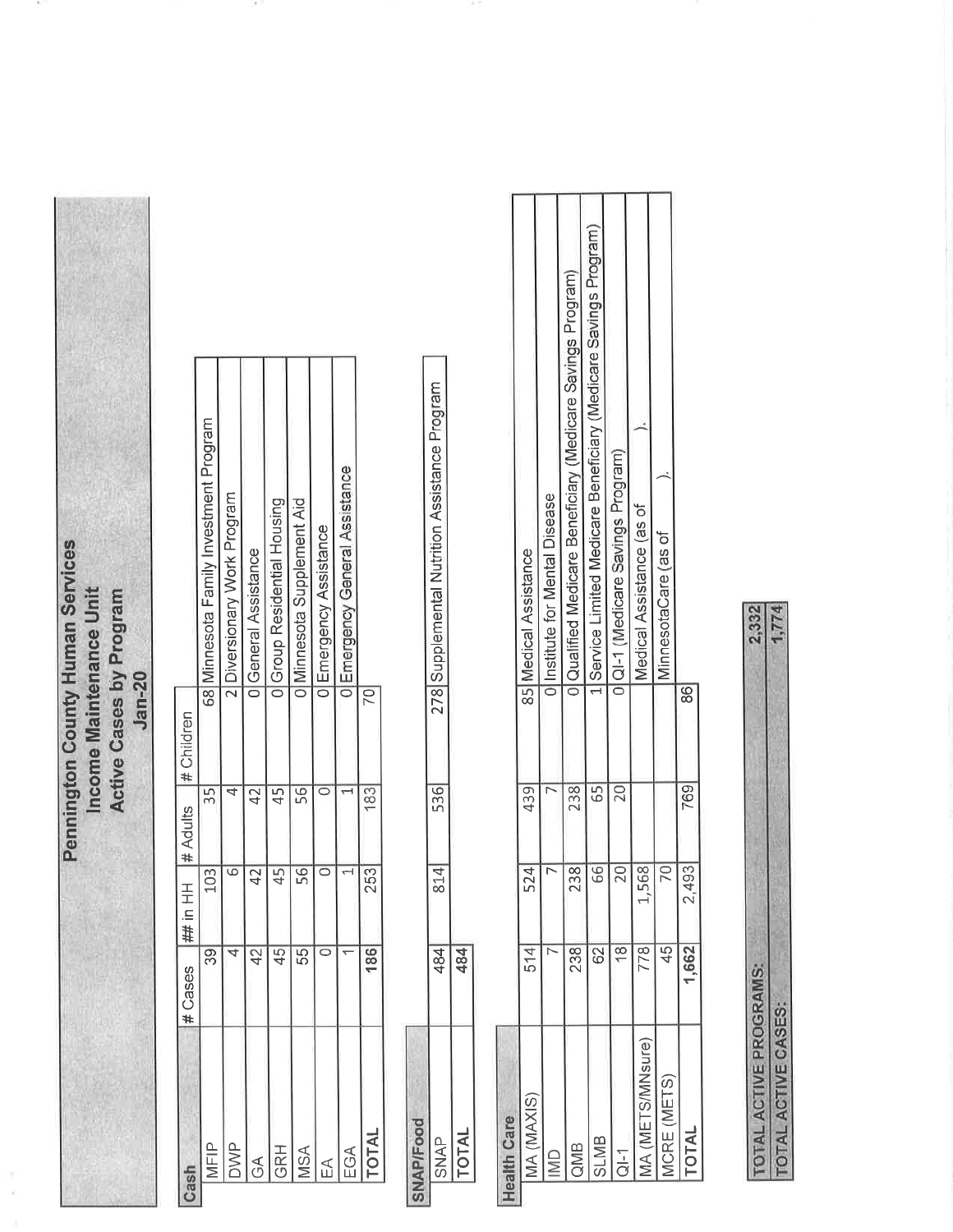# Pennington County Human Services
## Income Maintenance Unit
## Active Cases by Program
### Jan-20

| Cash | # Cases | ## in HH | # Adults | # Children | |
|---|---|---|---|---|---|
| MFIP | 39 | 103 | 35 | 68 | Minnesota Family Investment Program |
| DWP | 4 | 6 | 4 | 2 | Diversionary Work Program |
| GA | 42 | 42 | 42 | 0 | General Assistance |
| GRH | 45 | 45 | 45 | 0 | Group Residential Housing |
| MSA | 55 | 56 | 56 | 0 | Minnesota Supplement Aid |
| EA | 0 | 0 | 0 | 0 | Emergency Assistance |
| EGA | 1 | 1 | 1 | 0 | Emergency General Assistance |
| **TOTAL** | **186** | 253 | 183 | 70 | |

| SNAP/Food | | | | | |
|---|---|---|---|---|---|
| SNAP | 484 | 814 | 536 | 278 | Supplemental Nutrition Assistance Program |
| **TOTAL** | **484** | | | | |

| Health Care | | | | | |
|---|---|---|---|---|---|
| MA (MAXIS) | 514 | 524 | 439 | 85 | Medical Assistance |
| IMD | 7 | 7 | 7 | 0 | Institute for Mental Disease |
| QMB | 238 | 238 | 238 | 0 | Qualified Medicare Beneficiary (Medicare Savings Program) |
| SLMB | 62 | 66 | 65 | 1 | Service Limited Medicare Beneficiary (Medicare Savings Program) |
| QI-1 | 18 | 20 | 20 | 0 | QI-1 (Medicare Savings Program) |
| MA (METS/MNsure) | 778 | 1,568 | | | Medical Assistance (as of ). |
| MCRE (METS) | 45 | 70 | | | MinnesotaCare (as of ). |
| **TOTAL** | **1,662** | 2,493 | 769 | 86 | |

| | |
|---|---|
| **TOTAL ACTIVE PROGRAMS:** | **2,332** |
| **TOTAL ACTIVE CASES:** | **1,774** |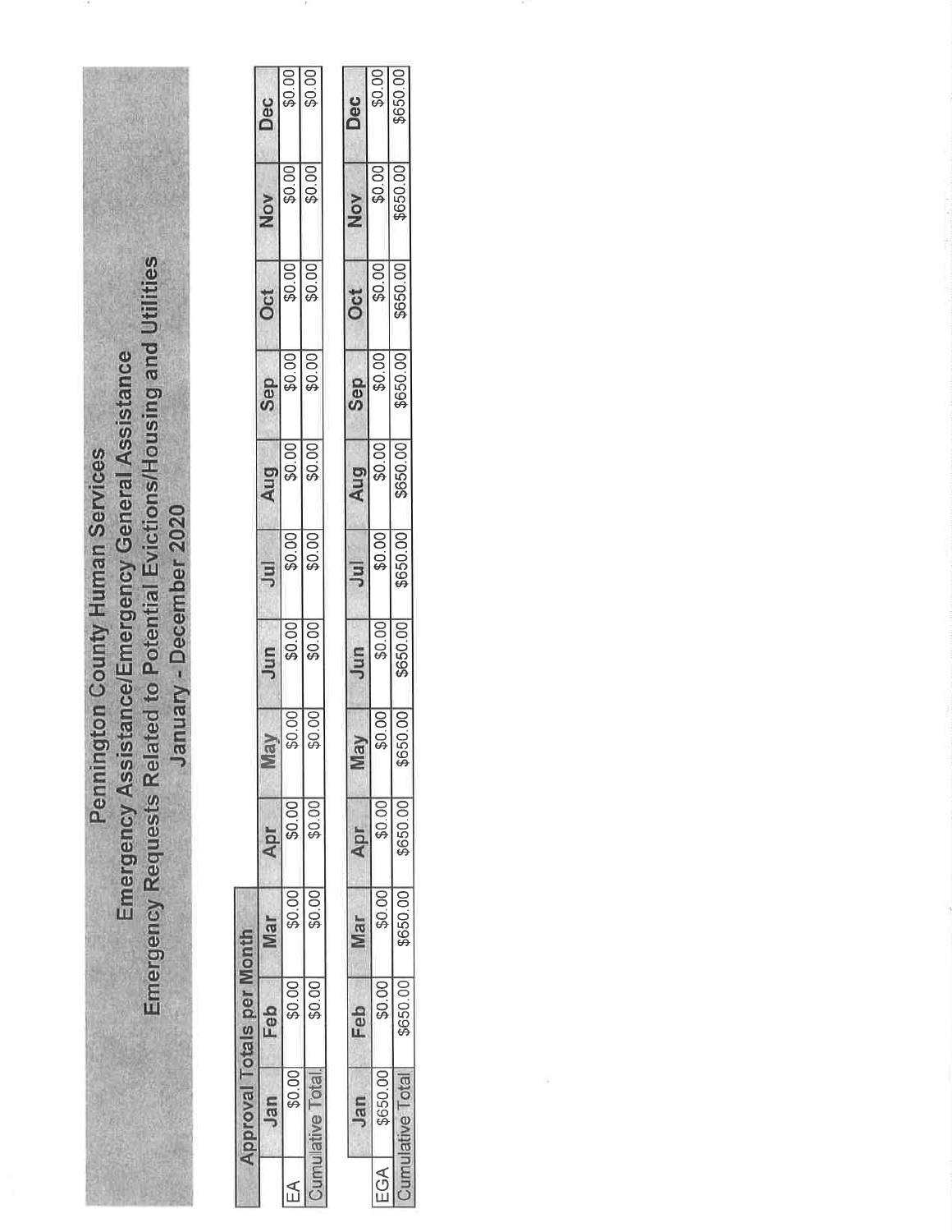# Pennington County Human Services

## Emergency Assistance/Emergency General Assistance

## Emergency Requests Related to Potential Evictions/Housing and Utilities

### January - December 2020

**Approval Totals per Month**

| | Jan | Feb | Mar | Apr | May | Jun | Jul | Aug | Sep | Oct | Nov | Dec |
|---|---|---|---|---|---|---|---|---|---|---|---|---|
| EA | $0.00 | $0.00 | $0.00 | $0.00 | $0.00 | $0.00 | $0.00 | $0.00 | $0.00 | $0.00 | $0.00 | $0.00 |
| Cumulative Total | | $0.00 | $0.00 | $0.00 | $0.00 | $0.00 | $0.00 | $0.00 | $0.00 | $0.00 | $0.00 | $0.00 |

| | Jan | Feb | Mar | Apr | May | Jun | Jul | Aug | Sep | Oct | Nov | Dec |
|---|---|---|---|---|---|---|---|---|---|---|---|---|
| EGA | $650.00 | $0.00 | $0.00 | $0.00 | $0.00 | $0.00 | $0.00 | $0.00 | $0.00 | $0.00 | $0.00 | $0.00 |
| Cumulative Total | | $650.00 | $650.00 | $650.00 | $650.00 | $650.00 | $650.00 | $650.00 | $650.00 | $650.00 | $650.00 | $650.00 |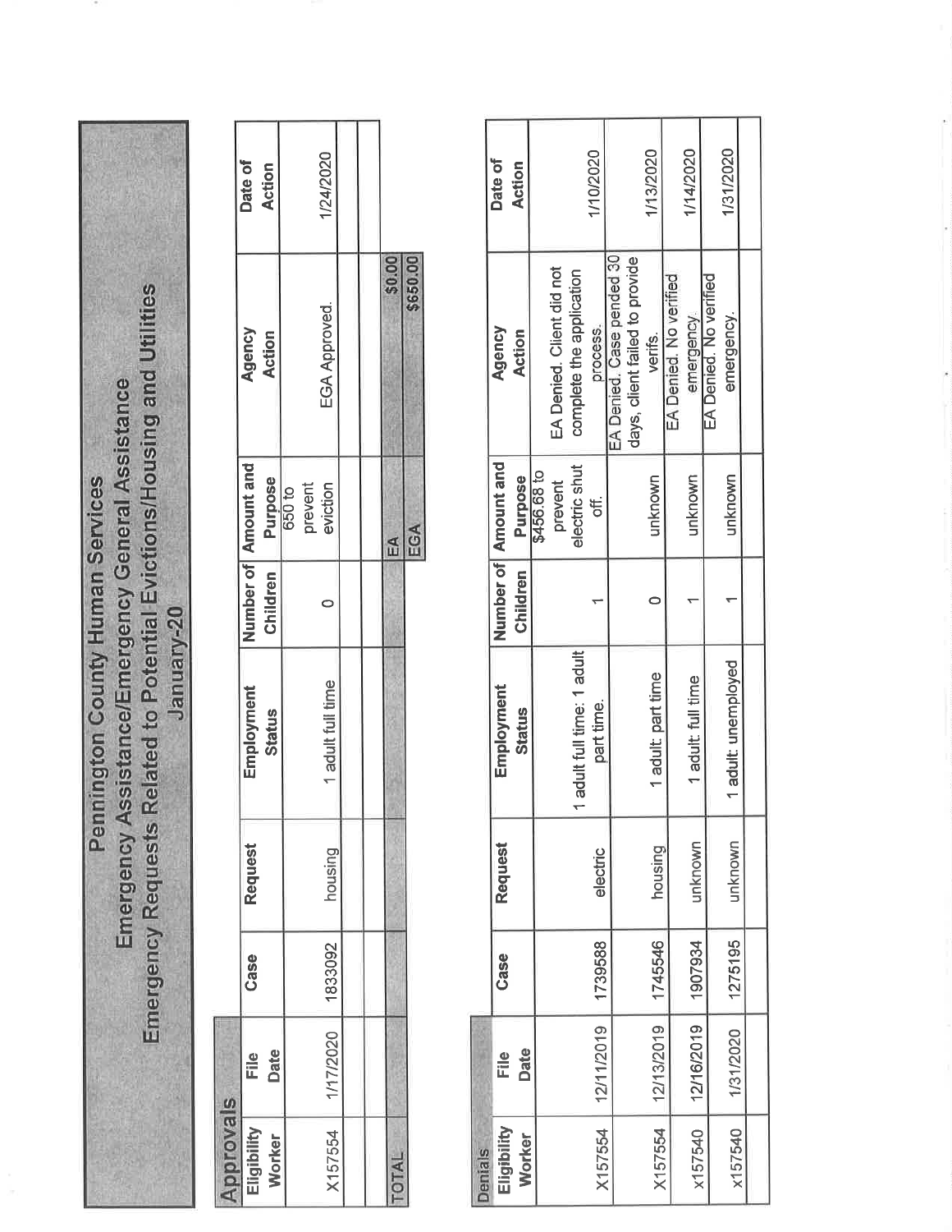# Pennington County Human Services

## Emergency Assistance/Emergency General Assistance

## Emergency Requests Related to Potential Evictions/Housing and Utilities

## January-20

### Approvals

| Eligibility Worker | File Date | Case | Request | Employment Status | Number of Children | Amount and Purpose | Agency Action | Date of Action |
|---|---|---|---|---|---|---|---|---|
| X157554 | 1/17/2020 | 1833092 | housing | 1 adult full time | 0 | 650 to prevent eviction | EGA Approved. | 1/24/2020 |
| | | | | | | | | |
| TOTAL | | | | | | EA | $0.00 | |
| | | | | | | EGA | $650.00 | |

### Denials

| Eligibility Worker | File Date | Case | Request | Employment Status | Number of Children | Amount and Purpose | Agency Action | Date of Action |
|---|---|---|---|---|---|---|---|---|
| X157554 | 12/11/2019 | 1739588 | electric | 1 adult full time: 1 adult part time. | 1 | $456.68 to prevent electric shut off. | EA Denied. Client did not complete the application process. | 1/10/2020 |
| X157554 | 12/13/2019 | 1745546 | housing | 1 adult: part time | 0 | unknown | EA Denied. Case pended 30 days, client failed to provide verifs. | 1/13/2020 |
| X157540 | 12/16/2019 | 1907934 | unknown | 1 adult: full time | 1 | unknown | EA Denied. No verified emergency. | 1/14/2020 |
| X157540 | 1/31/2020 | 1275195 | unknown | 1 adult: unemployed | 1 | unknown | EA Denied. No verified emergency. | 1/31/2020 |